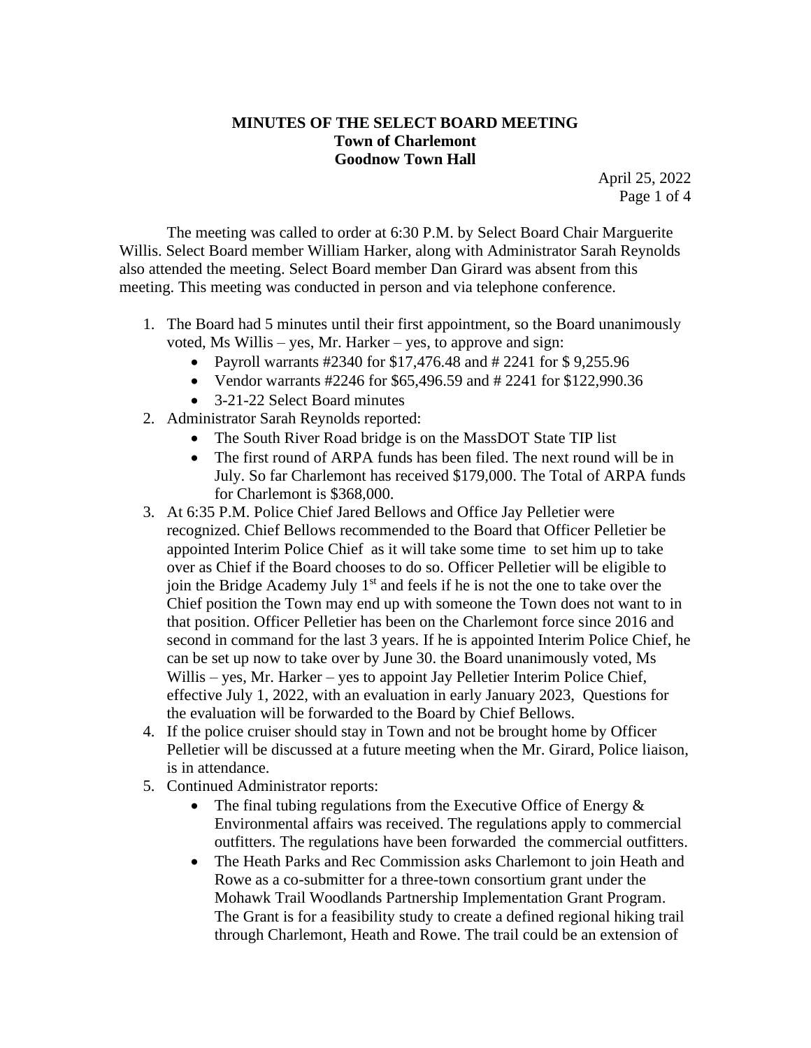# MINUTES OF THE SELECT BOARD MEETING
## Town of Charlemont
## Goodnow Town Hall

April 25, 2022

The meeting was called to order at 6:30 P.M. by Select Board Chair Marguerite Willis. Select Board member William Harker, along with Administrator Sarah Reynolds also attended the meeting. Select Board member Dan Girard was absent from this meeting. This meeting was conducted in person and via telephone conference.

1. The Board had 5 minutes until their first appointment, so the Board unanimously voted, Ms Willis – yes, Mr. Harker – yes, to approve and sign:
   - Payroll warrants #2340 for $17,476.48 and # 2241 for $ 9,255.96
   - Vendor warrants #2246 for $65,496.59 and # 2241 for $122,990.36
   - 3-21-22 Select Board minutes
2. Administrator Sarah Reynolds reported:
   - The South River Road bridge is on the MassDOT State TIP list
   - The first round of ARPA funds has been filed. The next round will be in July. So far Charlemont has received $179,000. The Total of ARPA funds for Charlemont is $368,000.
3. At 6:35 P.M. Police Chief Jared Bellows and Office Jay Pelletier were recognized. Chief Bellows recommended to the Board that Officer Pelletier be appointed Interim Police Chief as it will take some time to set him up to take over as Chief if the Board chooses to do so. Officer Pelletier will be eligible to join the Bridge Academy July 1st and feels if he is not the one to take over the Chief position the Town may end up with someone the Town does not want to in that position. Officer Pelletier has been on the Charlemont force since 2016 and second in command for the last 3 years. If he is appointed Interim Police Chief, he can be set up now to take over by June 30. the Board unanimously voted, Ms Willis – yes, Mr. Harker – yes to appoint Jay Pelletier Interim Police Chief, effective July 1, 2022, with an evaluation in early January 2023, Questions for the evaluation will be forwarded to the Board by Chief Bellows.
4. If the police cruiser should stay in Town and not be brought home by Officer Pelletier will be discussed at a future meeting when the Mr. Girard, Police liaison, is in attendance.
5. Continued Administrator reports:
   - The final tubing regulations from the Executive Office of Energy & Environmental affairs was received. The regulations apply to commercial outfitters. The regulations have been forwarded the commercial outfitters.
   - The Heath Parks and Rec Commission asks Charlemont to join Heath and Rowe as a co-submitter for a three-town consortium grant under the Mohawk Trail Woodlands Partnership Implementation Grant Program. The Grant is for a feasibility study to create a defined regional hiking trail through Charlemont, Heath and Rowe. The trail could be an extension of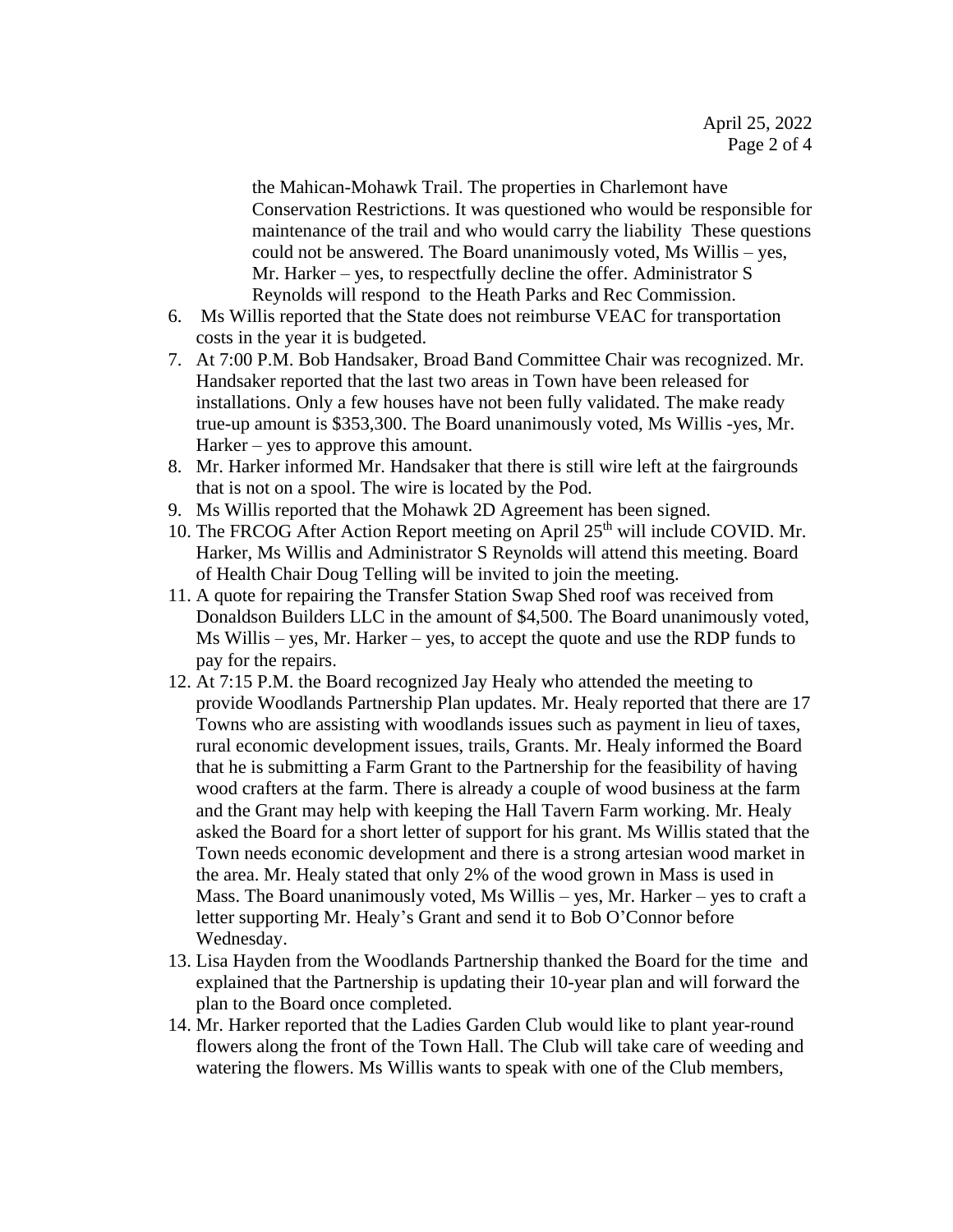the Mahican-Mohawk Trail. The properties in Charlemont have Conservation Restrictions. It was questioned who would be responsible for maintenance of the trail and who would carry the liability These questions could not be answered. The Board unanimously voted, Ms Willis – yes, Mr. Harker – yes, to respectfully decline the offer. Administrator S Reynolds will respond to the Heath Parks and Rec Commission.

6. Ms Willis reported that the State does not reimburse VEAC for transportation costs in the year it is budgeted.
7. At 7:00 P.M. Bob Handsaker, Broad Band Committee Chair was recognized. Mr. Handsaker reported that the last two areas in Town have been released for installations. Only a few houses have not been fully validated. The make ready true-up amount is $353,300. The Board unanimously voted, Ms Willis -yes, Mr. Harker – yes to approve this amount.
8. Mr. Harker informed Mr. Handsaker that there is still wire left at the fairgrounds that is not on a spool. The wire is located by the Pod.
9. Ms Willis reported that the Mohawk 2D Agreement has been signed.
10. The FRCOG After Action Report meeting on April 25th will include COVID. Mr. Harker, Ms Willis and Administrator S Reynolds will attend this meeting. Board of Health Chair Doug Telling will be invited to join the meeting.
11. A quote for repairing the Transfer Station Swap Shed roof was received from Donaldson Builders LLC in the amount of $4,500. The Board unanimously voted, Ms Willis – yes, Mr. Harker – yes, to accept the quote and use the RDP funds to pay for the repairs.
12. At 7:15 P.M. the Board recognized Jay Healy who attended the meeting to provide Woodlands Partnership Plan updates. Mr. Healy reported that there are 17 Towns who are assisting with woodlands issues such as payment in lieu of taxes, rural economic development issues, trails, Grants. Mr. Healy informed the Board that he is submitting a Farm Grant to the Partnership for the feasibility of having wood crafters at the farm. There is already a couple of wood business at the farm and the Grant may help with keeping the Hall Tavern Farm working. Mr. Healy asked the Board for a short letter of support for his grant. Ms Willis stated that the Town needs economic development and there is a strong artesian wood market in the area. Mr. Healy stated that only 2% of the wood grown in Mass is used in Mass. The Board unanimously voted, Ms Willis – yes, Mr. Harker – yes to craft a letter supporting Mr. Healy's Grant and send it to Bob O'Connor before Wednesday.
13. Lisa Hayden from the Woodlands Partnership thanked the Board for the time and explained that the Partnership is updating their 10-year plan and will forward the plan to the Board once completed.
14. Mr. Harker reported that the Ladies Garden Club would like to plant year-round flowers along the front of the Town Hall. The Club will take care of weeding and watering the flowers. Ms Willis wants to speak with one of the Club members,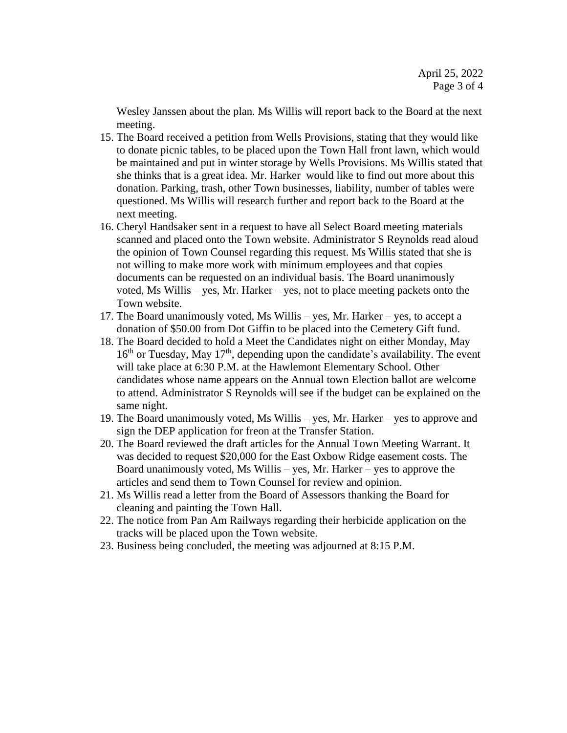Wesley Janssen about the plan. Ms Willis will report back to the Board at the next meeting.

15. The Board received a petition from Wells Provisions, stating that they would like to donate picnic tables, to be placed upon the Town Hall front lawn, which would be maintained and put in winter storage by Wells Provisions. Ms Willis stated that she thinks that is a great idea. Mr. Harker would like to find out more about this donation. Parking, trash, other Town businesses, liability, number of tables were questioned. Ms Willis will research further and report back to the Board at the next meeting.
16. Cheryl Handsaker sent in a request to have all Select Board meeting materials scanned and placed onto the Town website. Administrator S Reynolds read aloud the opinion of Town Counsel regarding this request. Ms Willis stated that she is not willing to make more work with minimum employees and that copies documents can be requested on an individual basis. The Board unanimously voted, Ms Willis – yes, Mr. Harker – yes, not to place meeting packets onto the Town website.
17. The Board unanimously voted, Ms Willis – yes, Mr. Harker – yes, to accept a donation of $50.00 from Dot Giffin to be placed into the Cemetery Gift fund.
18. The Board decided to hold a Meet the Candidates night on either Monday, May 16th or Tuesday, May 17th, depending upon the candidate's availability. The event will take place at 6:30 P.M. at the Hawlemont Elementary School. Other candidates whose name appears on the Annual town Election ballot are welcome to attend. Administrator S Reynolds will see if the budget can be explained on the same night.
19. The Board unanimously voted, Ms Willis – yes, Mr. Harker – yes to approve and sign the DEP application for freon at the Transfer Station.
20. The Board reviewed the draft articles for the Annual Town Meeting Warrant. It was decided to request $20,000 for the East Oxbow Ridge easement costs. The Board unanimously voted, Ms Willis – yes, Mr. Harker – yes to approve the articles and send them to Town Counsel for review and opinion.
21. Ms Willis read a letter from the Board of Assessors thanking the Board for cleaning and painting the Town Hall.
22. The notice from Pan Am Railways regarding their herbicide application on the tracks will be placed upon the Town website.
23. Business being concluded, the meeting was adjourned at 8:15 P.M.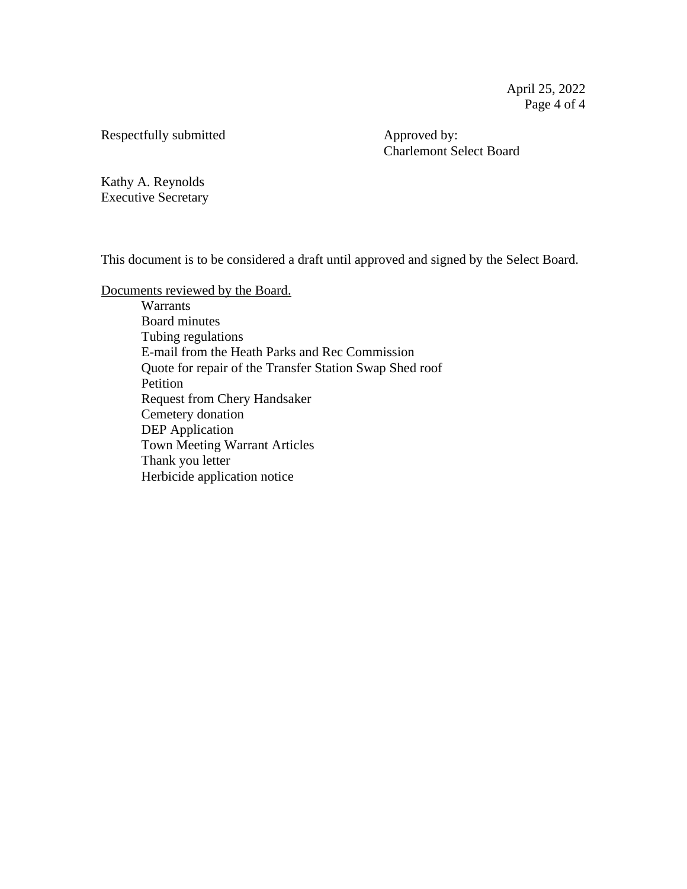Respectfully submitted

Approved by:
Charlemont Select Board

Kathy A. Reynolds
Executive Secretary

This document is to be considered a draft until approved and signed by the Select Board.

Documents reviewed by the Board.

- Warrants
- Board minutes
- Tubing regulations
- E-mail from the Heath Parks and Rec Commission
- Quote for repair of the Transfer Station Swap Shed roof
- Petition
- Request from Chery Handsaker
- Cemetery donation
- DEP Application
- Town Meeting Warrant Articles
- Thank you letter
- Herbicide application notice